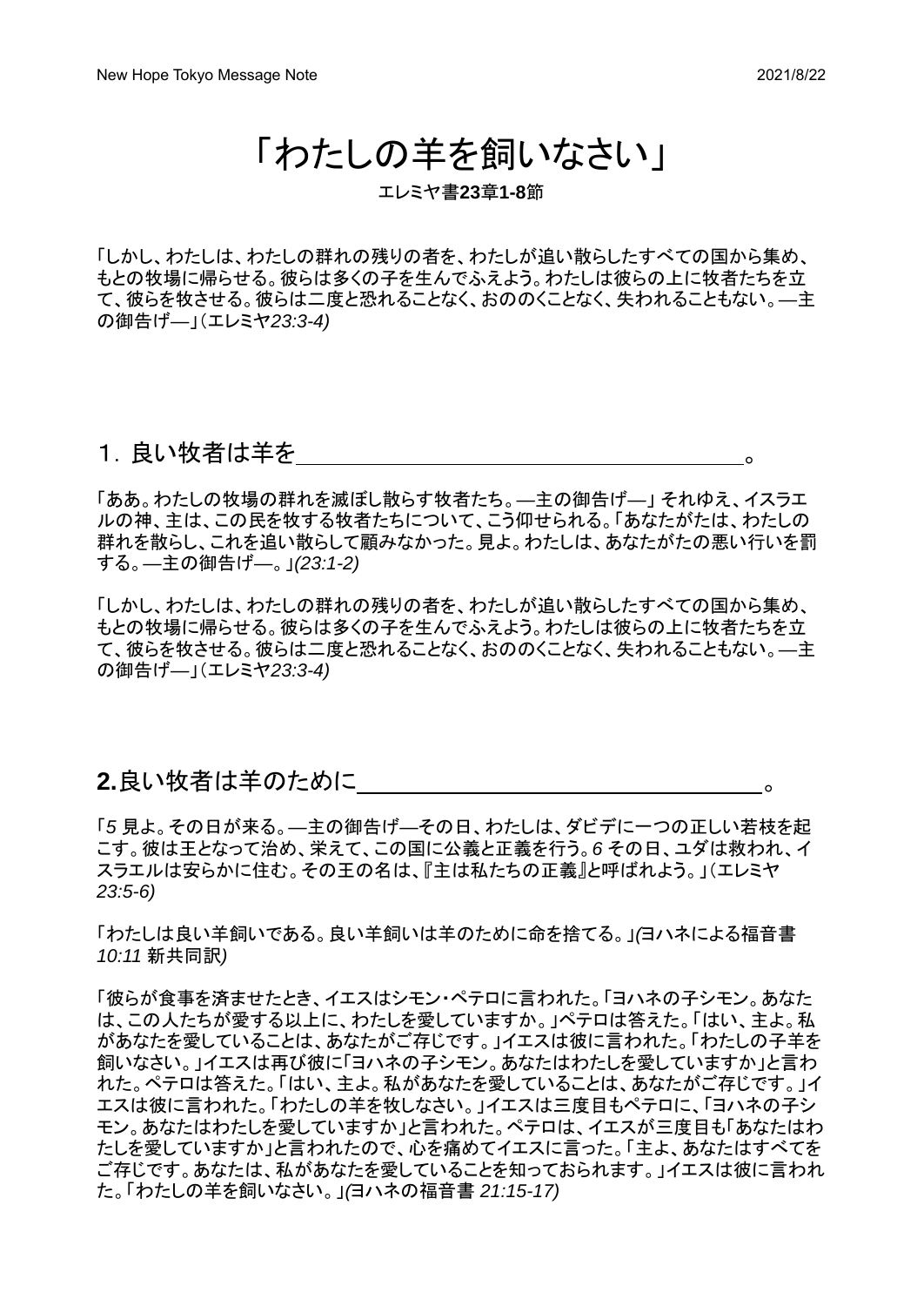# 「わたしの羊を飼いなさい」

エレミヤ書**23**章**1-8**節

「しかし、わたしは、わたしの群れの残りの者を、わたしが追い散らしたすべての国から集め、もとの牧場に帰らせる。彼らは多くの子を生んでふえよう。わたしは彼らの上に牧者たちを立て、彼らを牧させる。彼らは二度と恐れることなく、おののくことなく、失われることもない。—主の御告げ—」(エレミヤ*23:3-4)*

## 1．良い牧者は羊を＿＿＿＿＿＿＿＿＿＿＿＿＿＿＿＿＿＿。

「ああ。わたしの牧場の群れを滅ぼし散らす牧者たち。—主の御告げ—」 それゆえ、イスラエルの神、主は、この民を牧する牧者たちについて、こう仰せられる。「あなたがたは、わたしの群れを散らし、これを追い散らして顧みなかった。見よ。わたしは、あなたがたの悪い行いを罰する。—主の御告げ—。」*(23:1-2)*

「しかし、わたしは、わたしの群れの残りの者を、わたしが追い散らしたすべての国から集め、もとの牧場に帰らせる。彼らは多くの子を生んでふえよう。わたしは彼らの上に牧者たちを立て、彼らを牧させる。彼らは二度と恐れることなく、おののくことなく、失われることもない。—主の御告げ—」(エレミヤ*23:3-4)*

## **2.**良い牧者は羊のために＿＿＿＿＿＿＿＿＿＿＿＿＿＿＿＿。

「*5* 見よ。その日が来る。—主の御告げ—その日、わたしは、ダビデに一つの正しい若枝を起こす。彼は王となって治め、栄えて、この国に公義と正義を行う。*6* その日、ユダは救われ、イスラエルは安らかに住む。その王の名は、『主は私たちの正義』と呼ばれよう。」(エレミヤ*23:5-6)*

「わたしは良い羊飼いである。良い羊飼いは羊のために命を捨てる。」*(*ヨハネによる福音書 *10:11* 新共同訳*)*

「彼らが食事を済ませたとき、イエスはシモン・ペテロに言われた。「ヨハネの子シモン。あなたは、この人たちが愛する以上に、わたしを愛していますか。」ペテロは答えた。「はい、主よ。私があなたを愛していることは、あなたがご存じです。」イエスは彼に言われた。「わたしの子羊を飼いなさい。」イエスは再び彼に「ヨハネの子シモン。あなたはわたしを愛していますか」と言われた。ペテロは答えた。「はい、主よ。私があなたを愛していることは、あなたがご存じです。」イエスは彼に言われた。「わたしの羊を牧しなさい。」イエスは三度目もペテロに、「ヨハネの子シモン。あなたはわたしを愛していますか」と言われた。ペテロは、イエスが三度目も「あなたはわたしを愛していますか」と言われたので、心を痛めてイエスに言った。「主よ、あなたはすべてをご存じです。あなたは、私があなたを愛していることを知っておられます。」イエスは彼に言われた。「わたしの羊を飼いなさい。」*(*ヨハネの福音書 *21:15-17)*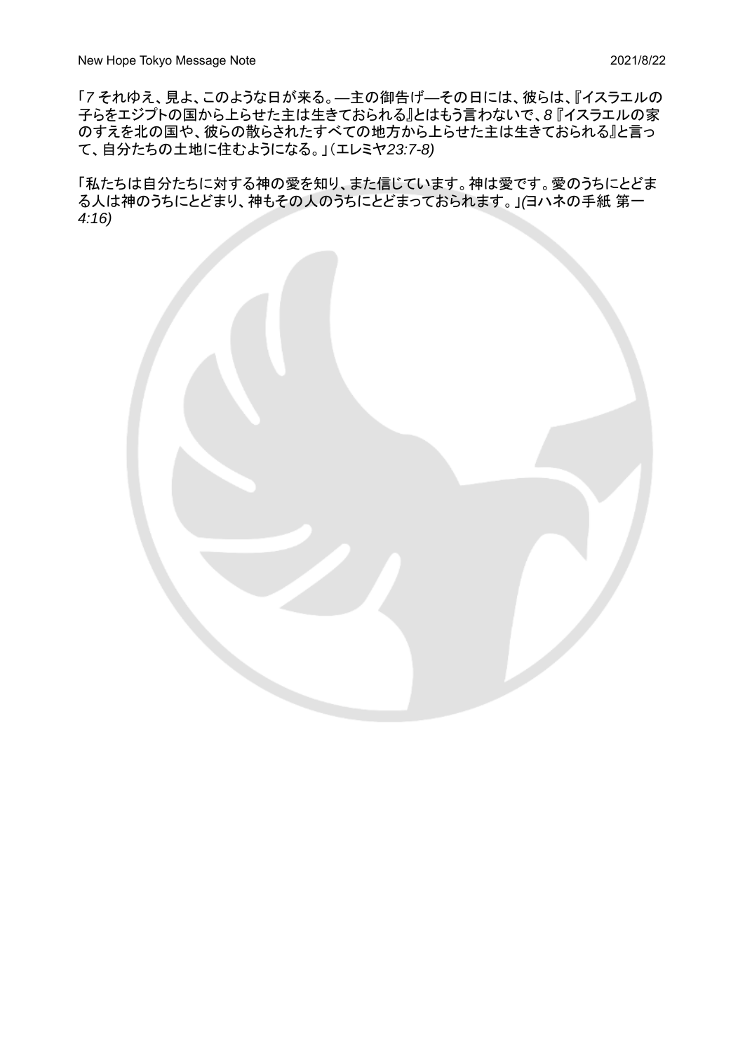「*7* それゆえ、見よ、このような日が来る。―主の御告げ―その日には、彼らは、『イスラエルの子らをエジプトの国から上らせた主は生きておられる』とはもう言わないで、*8*『イスラエルの家のすえを北の国や、彼らの散らされたすべての地方から上らせた主は生きておられる』と言って、自分たちの土地に住むようになる。」（エレミヤ*23:7-8)*

「私たちは自分たちに対する神の愛を知り、また信じています。神は愛です。愛のうちにとどまる人は神のうちにとどまり、神もその人のうちにとどまっておられます。」*(*ヨハネの手紙 第一 *4:16)*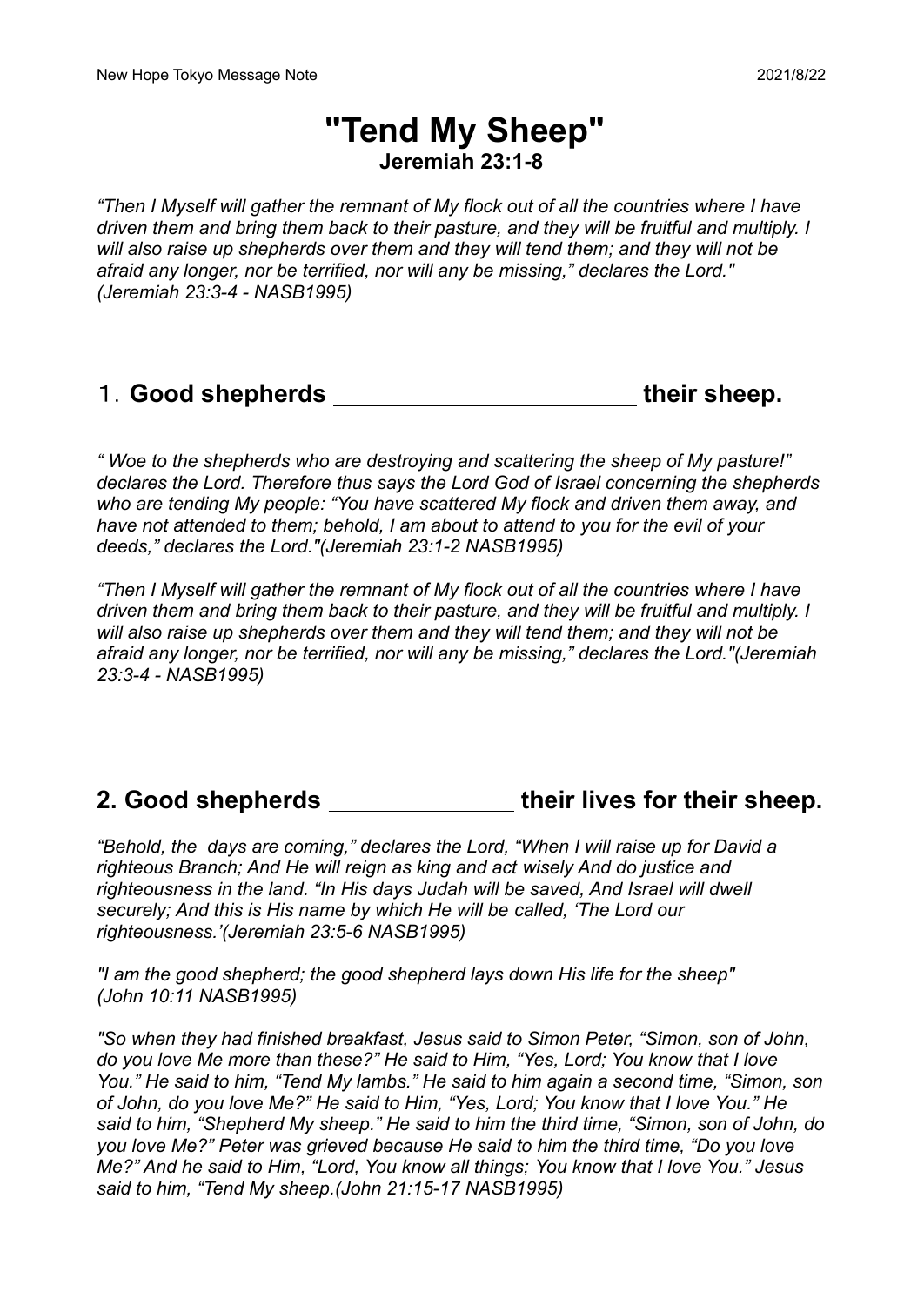# "Tend My Sheep"

**Jeremiah 23:1-8**

*“Then I Myself will gather the remnant of My flock out of all the countries where I have driven them and bring them back to their pasture, and they will be fruitful and multiply. I will also raise up shepherds over them and they will tend them; and they will not be afraid any longer, nor be terrified, nor will any be missing,” declares the Lord." (Jeremiah 23:3-4 - NASB1995)*

## 1. **Good shepherds ______________________ their sheep.**

*“ Woe to the shepherds who are destroying and scattering the sheep of My pasture!” declares the Lord. Therefore thus says the Lord God of Israel concerning the shepherds who are tending My people: “You have scattered My flock and driven them away, and have not attended to them; behold, I am about to attend to you for the evil of your deeds,” declares the Lord."(Jeremiah 23:1-2 NASB1995)*

*“Then I Myself will gather the remnant of My flock out of all the countries where I have driven them and bring them back to their pasture, and they will be fruitful and multiply. I will also raise up shepherds over them and they will tend them; and they will not be afraid any longer, nor be terrified, nor will any be missing,” declares the Lord."(Jeremiah 23:3-4 - NASB1995)*

## 2. Good shepherds _____________ their lives for their sheep.

*“Behold, the days are coming,” declares the Lord, “When I will raise up for David a righteous Branch; And He will reign as king and act wisely And do justice and righteousness in the land. “In His days Judah will be saved, And Israel will dwell securely; And this is His name by which He will be called, ‘The Lord our righteousness.’(Jeremiah 23:5-6 NASB1995)*

*"I am the good shepherd; the good shepherd lays down His life for the sheep" (John 10:11 NASB1995)*

*"So when they had finished breakfast, Jesus said to Simon Peter, “Simon, son of John, do you love Me more than these?” He said to Him, “Yes, Lord; You know that I love You.” He said to him, “Tend My lambs.” He said to him again a second time, “Simon, son of John, do you love Me?” He said to Him, “Yes, Lord; You know that I love You.” He said to him, “Shepherd My sheep.” He said to him the third time, “Simon, son of John, do you love Me?” Peter was grieved because He said to him the third time, “Do you love Me?” And he said to Him, “Lord, You know all things; You know that I love You.” Jesus said to him, “Tend My sheep.(John 21:15-17 NASB1995)*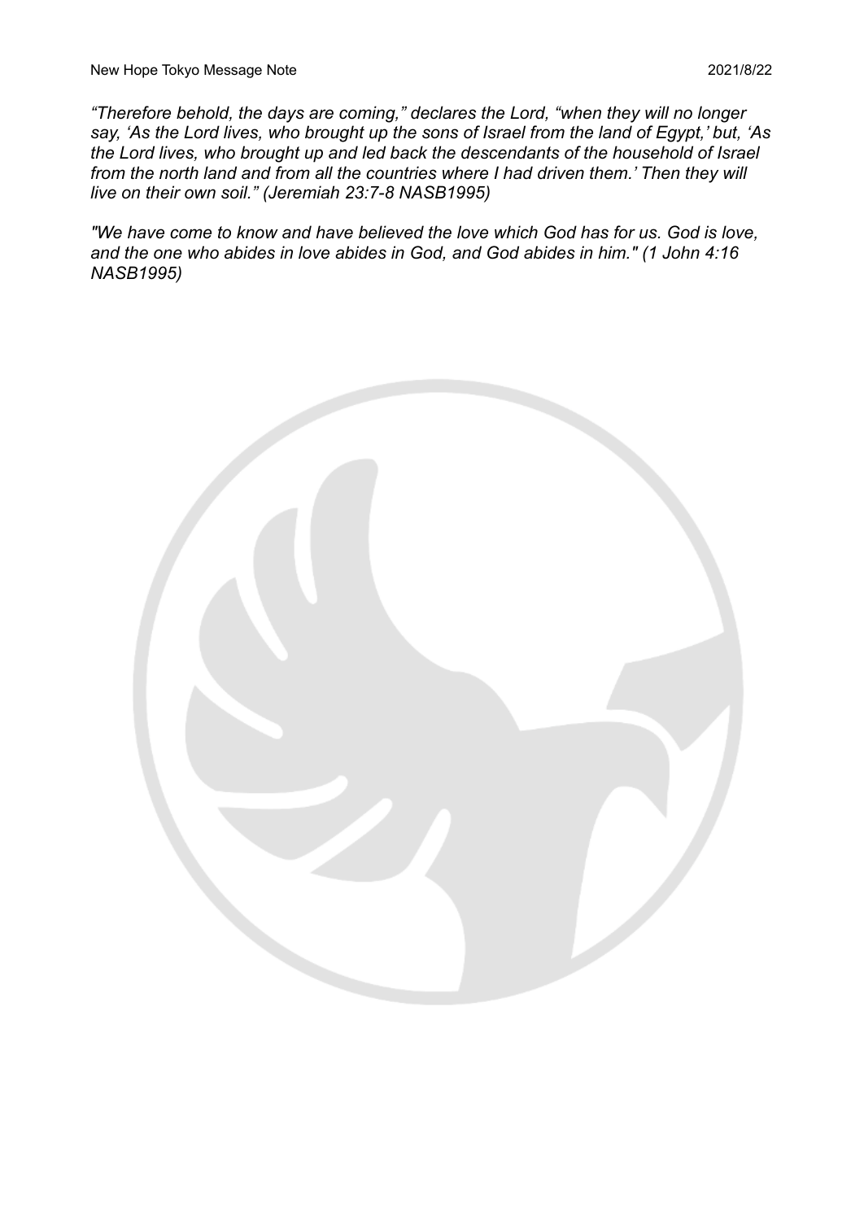*“Therefore behold, the days are coming,” declares the Lord, “when they will no longer say, ‘As the Lord lives, who brought up the sons of Israel from the land of Egypt,’ but, ‘As the Lord lives, who brought up and led back the descendants of the household of Israel from the north land and from all the countries where I had driven them.’ Then they will live on their own soil.” (Jeremiah 23:7-8 NASB1995)*

*"We have come to know and have believed the love which God has for us. God is love, and the one who abides in love abides in God, and God abides in him." (1 John 4:16 NASB1995)*